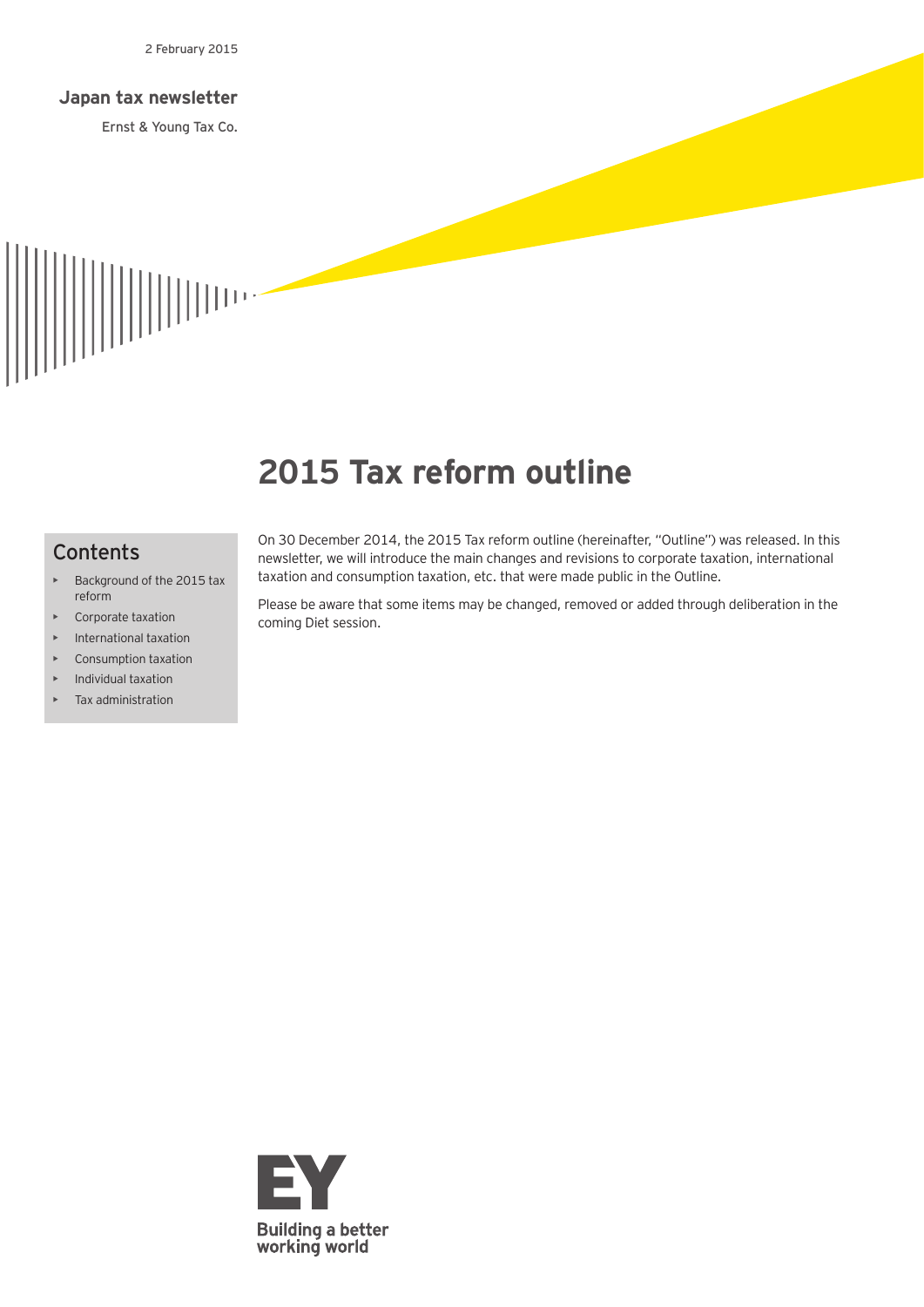2 February 2015

**Japan tax newsletter**

Ernst & Young Tax Co.

# 2015 Tax reform outline

## Contents

- Background of the 2015 tax reform
- Corporate taxation
- International taxation
- Consumption taxation
- Individual taxation
- Tax administration

On 30 December 2014, the 2015 Tax reform outline (hereinafter, "Outline") was released. In this newsletter, we will introduce the main changes and revisions to corporate taxation, international taxation and consumption taxation, etc. that were made public in the Outline.

Please be aware that some items may be changed, removed or added through deliberation in the coming Diet session.

EY

Building a better working world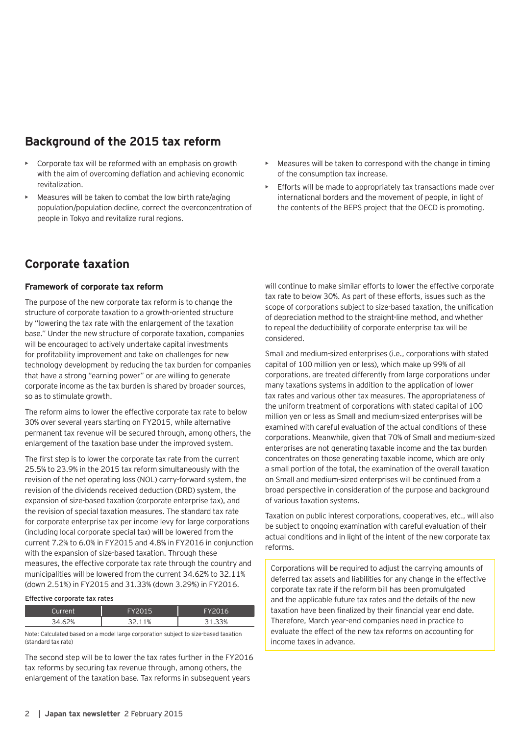## Background of the 2015 tax reform

- Corporate tax will be reformed with an emphasis on growth with the aim of overcoming deflation and achieving economic revitalization.
- Measures will be taken to combat the low birth rate/aging population/population decline, correct the overconcentration of people in Tokyo and revitalize rural regions.
- Measures will be taken to correspond with the change in timing of the consumption tax increase.
- Efforts will be made to appropriately tax transactions made over international borders and the movement of people, in light of the contents of the BEPS project that the OECD is promoting.

## Corporate taxation

### Framework of corporate tax reform

The purpose of the new corporate tax reform is to change the structure of corporate taxation to a growth-oriented structure by "lowering the tax rate with the enlargement of the taxation base." Under the new structure of corporate taxation, companies will be encouraged to actively undertake capital investments for profitability improvement and take on challenges for new technology development by reducing the tax burden for companies that have a strong "earning power" or are willing to generate corporate income as the tax burden is shared by broader sources, so as to stimulate growth.

The reform aims to lower the effective corporate tax rate to below 30% over several years starting on FY2015, while alternative permanent tax revenue will be secured through, among others, the enlargement of the taxation base under the improved system.

The first step is to lower the corporate tax rate from the current 25.5% to 23.9% in the 2015 tax reform simultaneously with the revision of the net operating loss (NOL) carry-forward system, the revision of the dividends received deduction (DRD) system, the expansion of size-based taxation (corporate enterprise tax), and the revision of special taxation measures. The standard tax rate for corporate enterprise tax per income levy for large corporations (including local corporate special tax) will be lowered from the current 7.2% to 6.0% in FY2015 and 4.8% in FY2016 in conjunction with the expansion of size-based taxation. Through these measures, the effective corporate tax rate through the country and municipalities will be lowered from the current 34.62% to 32.11% (down 2.51%) in FY2015 and 31.33% (down 3.29%) in FY2016.

Effective corporate tax rates

| Current | FY2015 | FY2016 |
|---|---|---|
| 34.62% | 32.11% | 31.33% |

Note: Calculated based on a model large corporation subject to size-based taxation (standard tax rate)

The second step will be to lower the tax rates further in the FY2016 tax reforms by securing tax revenue through, among others, the enlargement of the taxation base. Tax reforms in subsequent years will continue to make similar efforts to lower the effective corporate tax rate to below 30%. As part of these efforts, issues such as the scope of corporations subject to size-based taxation, the unification of depreciation method to the straight-line method, and whether to repeal the deductibility of corporate enterprise tax will be considered.

Small and medium-sized enterprises (i.e., corporations with stated capital of 100 million yen or less), which make up 99% of all corporations, are treated differently from large corporations under many taxations systems in addition to the application of lower tax rates and various other tax measures. The appropriateness of the uniform treatment of corporations with stated capital of 100 million yen or less as Small and medium-sized enterprises will be examined with careful evaluation of the actual conditions of these corporations. Meanwhile, given that 70% of Small and medium-sized enterprises are not generating taxable income and the tax burden concentrates on those generating taxable income, which are only a small portion of the total, the examination of the overall taxation on Small and medium-sized enterprises will be continued from a broad perspective in consideration of the purpose and background of various taxation systems.

Taxation on public interest corporations, cooperatives, etc., will also be subject to ongoing examination with careful evaluation of their actual conditions and in light of the intent of the new corporate tax reforms.

Corporations will be required to adjust the carrying amounts of deferred tax assets and liabilities for any change in the effective corporate tax rate if the reform bill has been promulgated and the applicable future tax rates and the details of the new taxation have been finalized by their financial year end date. Therefore, March year-end companies need in practice to evaluate the effect of the new tax reforms on accounting for income taxes in advance.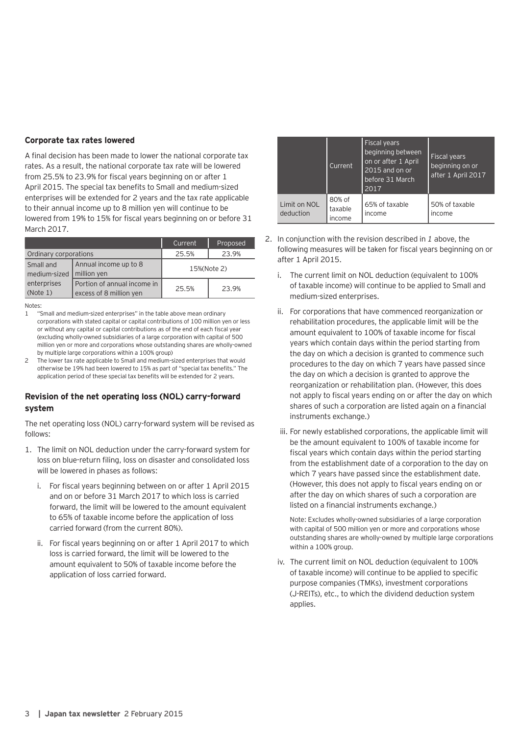### Corporate tax rates lowered

A final decision has been made to lower the national corporate tax rates. As a result, the national corporate tax rate will be lowered from 25.5% to 23.9% for fiscal years beginning on or after 1 April 2015. The special tax benefits to Small and medium-sized enterprises will be extended for 2 years and the tax rate applicable to their annual income up to 8 million yen will continue to be lowered from 19% to 15% for fiscal years beginning on or before 31 March 2017.

| | | Current | Proposed |
|---|---|---|---|
| Ordinary corporations | | 25.5% | 23.9% |
| Small and medium-sized enterprises (Note 1) | Annual income up to 8 million yen | 15%(Note 2) | |
| | Portion of annual income in excess of 8 million yen | 25.5% | 23.9% |

Notes:

1. "Small and medium-sized enterprises" in the table above mean ordinary corporations with stated capital or capital contributions of 100 million yen or less or without any capital or capital contributions as of the end of each fiscal year (excluding wholly-owned subsidiaries of a large corporation with capital of 500 million yen or more and corporations whose outstanding shares are wholly-owned by multiple large corporations within a 100% group)
2. The lower tax rate applicable to Small and medium-sized enterprises that would otherwise be 19% had been lowered to 15% as part of "special tax benefits." The application period of these special tax benefits will be extended for 2 years.

### Revision of the net operating loss (NOL) carry-forward system

The net operating loss (NOL) carry-forward system will be revised as follows:

1. The limit on NOL deduction under the carry-forward system for loss on blue-return filing, loss on disaster and consolidated loss will be lowered in phases as follows:
   i. For fiscal years beginning between on or after 1 April 2015 and on or before 31 March 2017 to which loss is carried forward, the limit will be lowered to the amount equivalent to 65% of taxable income before the application of loss carried forward (from the current 80%).
   ii. For fiscal years beginning on or after 1 April 2017 to which loss is carried forward, the limit will be lowered to the amount equivalent to 50% of taxable income before the application of loss carried forward.

| | Current | Fiscal years beginning between on or after 1 April 2015 and on or before 31 March 2017 | Fiscal years beginning on or after 1 April 2017 |
|---|---|---|---|
| Limit on NOL deduction | 80% of taxable income | 65% of taxable income | 50% of taxable income |

2. In conjunction with the revision described in *1* above, the following measures will be taken for fiscal years beginning on or after 1 April 2015.
   i. The current limit on NOL deduction (equivalent to 100% of taxable income) will continue to be applied to Small and medium-sized enterprises.
   ii. For corporations that have commenced reorganization or rehabilitation procedures, the applicable limit will be the amount equivalent to 100% of taxable income for fiscal years which contain days within the period starting from the day on which a decision is granted to commence such procedures to the day on which 7 years have passed since the day on which a decision is granted to approve the reorganization or rehabilitation plan. (However, this does not apply to fiscal years ending on or after the day on which shares of such a corporation are listed again on a financial instruments exchange.)
   iii. For newly established corporations, the applicable limit will be the amount equivalent to 100% of taxable income for fiscal years which contain days within the period starting from the establishment date of a corporation to the day on which 7 years have passed since the establishment date. (However, this does not apply to fiscal years ending on or after the day on which shares of such a corporation are listed on a financial instruments exchange.)

      Note: Excludes wholly-owned subsidiaries of a large corporation with capital of 500 million yen or more and corporations whose outstanding shares are wholly-owned by multiple large corporations within a 100% group.
   iv. The current limit on NOL deduction (equivalent to 100% of taxable income) will continue to be applied to specific purpose companies (TMKs), investment corporations (J-REITs), etc., to which the dividend deduction system applies.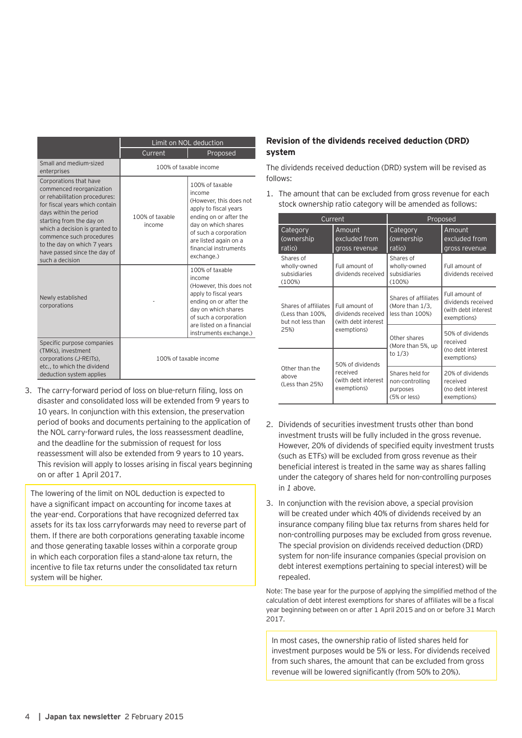| | Limit on NOL deduction | |
|---|---|---|
| | Current | Proposed |
| Small and medium-sized enterprises | 100% of taxable income | |
| Corporations that have commenced reorganization or rehabilitation procedures: for fiscal years which contain days within the period starting from the day on which a decision is granted to commence such procedures to the day on which 7 years have passed since the day of such a decision | 100% of taxable income | 100% of taxable income (However, this does not apply to fiscal years ending on or after the day on which shares of such a corporation are listed again on a financial instruments exchange.) |
| Newly established corporations | - | 100% of taxable income (However, this does not apply to fiscal years ending on or after the day on which shares of such a corporation are listed on a financial instruments exchange.) |
| Specific purpose companies (TMKs), investment corporations (J-REITs), etc., to which the dividend deduction system applies | 100% of taxable income | |

3. The carry-forward period of loss on blue-return filing, loss on disaster and consolidated loss will be extended from 9 years to 10 years. In conjunction with this extension, the preservation period of books and documents pertaining to the application of the NOL carry-forward rules, the loss reassessment deadline, and the deadline for the submission of request for loss reassessment will also be extended from 9 years to 10 years. This revision will apply to losses arising in fiscal years beginning on or after 1 April 2017.

The lowering of the limit on NOL deduction is expected to have a significant impact on accounting for income taxes at the year-end. Corporations that have recognized deferred tax assets for its tax loss carryforwards may need to reverse part of them. If there are both corporations generating taxable income and those generating taxable losses within a corporate group in which each corporation files a stand-alone tax return, the incentive to file tax returns under the consolidated tax return system will be higher.

### Revision of the dividends received deduction (DRD) system

The dividends received deduction (DRD) system will be revised as follows:

1. The amount that can be excluded from gross revenue for each stock ownership ratio category will be amended as follows:

| Current | | Proposed | |
|---|---|---|---|
| Category (ownership ratio) | Amount excluded from gross revenue | Category (ownership ratio) | Amount excluded from gross revenue |
| Shares of wholly-owned subsidiaries (100%) | Full amount of dividends received | Shares of wholly-owned subsidiaries (100%) | Full amount of dividends received |
| Shares of affiliates (Less than 100%, but not less than 25%) | Full amount of dividends received (with debt interest exemptions) | Shares of affiliates (More than 1/3, less than 100%) | Full amount of dividends received (with debt interest exemptions) |
| | | Other shares (More than 5%, up to 1/3) | 50% of dividends received (no debt interest exemptions) |
| Other than the above (Less than 25%) | 50% of dividends received (with debt interest exemptions) | | |
| | | Shares held for non-controlling purposes (5% or less) | 20% of dividends received (no debt interest exemptions) |

2. Dividends of securities investment trusts other than bond investment trusts will be fully included in the gross revenue. However, 20% of dividends of specified equity investment trusts (such as ETFs) will be excluded from gross revenue as their beneficial interest is treated in the same way as shares falling under the category of shares held for non-controlling purposes in *1* above.

3. In conjunction with the revision above, a special provision will be created under which 40% of dividends received by an insurance company filing blue tax returns from shares held for non-controlling purposes may be excluded from gross revenue. The special provision on dividends received deduction (DRD) system for non-life insurance companies (special provision on debt interest exemptions pertaining to special interest) will be repealed.

Note: The base year for the purpose of applying the simplified method of the calculation of debt interest exemptions for shares of affiliates will be a fiscal year beginning between on or after 1 April 2015 and on or before 31 March 2017.

In most cases, the ownership ratio of listed shares held for investment purposes would be 5% or less. For dividends received from such shares, the amount that can be excluded from gross revenue will be lowered significantly (from 50% to 20%).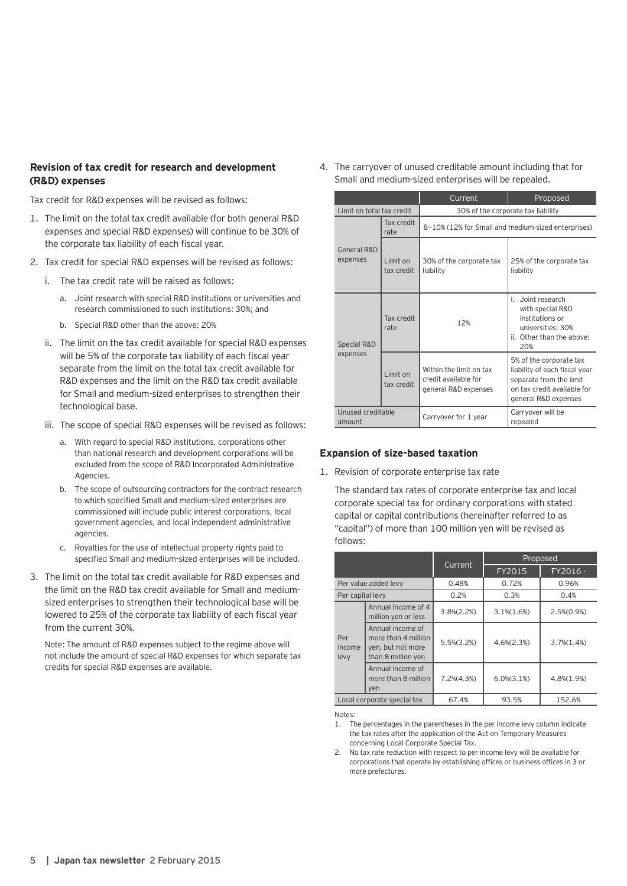### Revision of tax credit for research and development (R&D) expenses

Tax credit for R&D expenses will be revised as follows:

1. The limit on the total tax credit available (for both general R&D expenses and special R&D expenses) will continue to be 30% of the corporate tax liability of each fiscal year.
2. Tax credit for special R&D expenses will be revised as follows:
   i. The tax credit rate will be raised as follows:
      a. Joint research with special R&D institutions or universities and research commissioned to such institutions: 30%; and
      b. Special R&D other than the above: 20%
   
   ii. The limit on the tax credit available for special R&D expenses will be 5% of the corporate tax liability of each fiscal year separate from the limit on the total tax credit available for R&D expenses and the limit on the R&D tax credit available for Small and medium-sized enterprises to strengthen their technological base.
   
   iii. The scope of special R&D expenses will be revised as follows:
      a. With regard to special R&D institutions, corporations other than national research and development corporations will be excluded from the scope of R&D Incorporated Administrative Agencies.
      b. The scope of outsourcing contractors for the contract research to which specified Small and medium-sized enterprises are commissioned will include public interest corporations, local government agencies, and local independent administrative agencies.
      c. Royalties for the use of intellectual property rights paid to specified Small and medium-sized enterprises will be included.
3. The limit on the total tax credit available for R&D expenses and the limit on the R&D tax credit available for Small and medium-sized enterprises to strengthen their technological base will be lowered to 25% of the corporate tax liability of each fiscal year from the current 30%.

   Note: The amount of R&D expenses subject to the regime above will not include the amount of special R&D expenses for which separate tax credits for special R&D expenses are available.

4. The carryover of unused creditable amount including that for Small and medium-sized enterprises will be repealed.

| | | Current | Proposed |
|---|---|---|---|
| Limit on total tax credit | | 30% of the corporate tax liability | |
| General R&D expenses | Tax credit rate | 8~10% (12% for Small and medium-sized enterprises) | |
| | Limit on tax credit | 30% of the corporate tax liability | 25% of the corporate tax liability |
| Special R&D expenses | Tax credit rate | 12% | i. Joint research with special R&D institutions or universities: 30% ii. Other than the above: 20% |
| | Limit on tax credit | Within the limit on tax credit available for general R&D expenses | 5% of the corporate tax liability of each fiscal year separate from the limit on tax credit available for general R&D expenses |
| Unused creditable amount | | Carryover for 1 year | Carryover will be repealed |

### Expansion of size-based taxation

1. Revision of corporate enterprise tax rate

   The standard tax rates of corporate enterprise tax and local corporate special tax for ordinary corporations with stated capital or capital contributions (hereinafter referred to as "capital") of more than 100 million yen will be revised as follows:

| | | Current | Proposed | |
|---|---|---|---|---|
| | | | FY2015 | FY2016 - |
| Per value added levy | | 0.48% | 0.72% | 0.96% |
| Per capital levy | | 0.2% | 0.3% | 0.4% |
| Per income levy | Annual income of 4 million yen or less | 3.8%(2.2%) | 3.1%(1.6%) | 2.5%(0.9%) |
| | Annual income of more than 4 million yen, but not more than 8 million yen | 5.5%(3.2%) | 4.6%(2.3%) | 3.7%(1.4%) |
| | Annual income of more than 8 million yen | 7.2%(4.3%) | 6.0%(3.1%) | 4.8%(1.9%) |
| Local corporate special tax | | 67.4% | 93.5% | 152.6% |

Notes:

1. The percentages in the parentheses in the per income levy column indicate the tax rates after the application of the Act on Temporary Measures concerning Local Corporate Special Tax.
2. No tax rate reduction with respect to per income levy will be available for corporations that operate by establishing offices or business offices in 3 or more prefectures.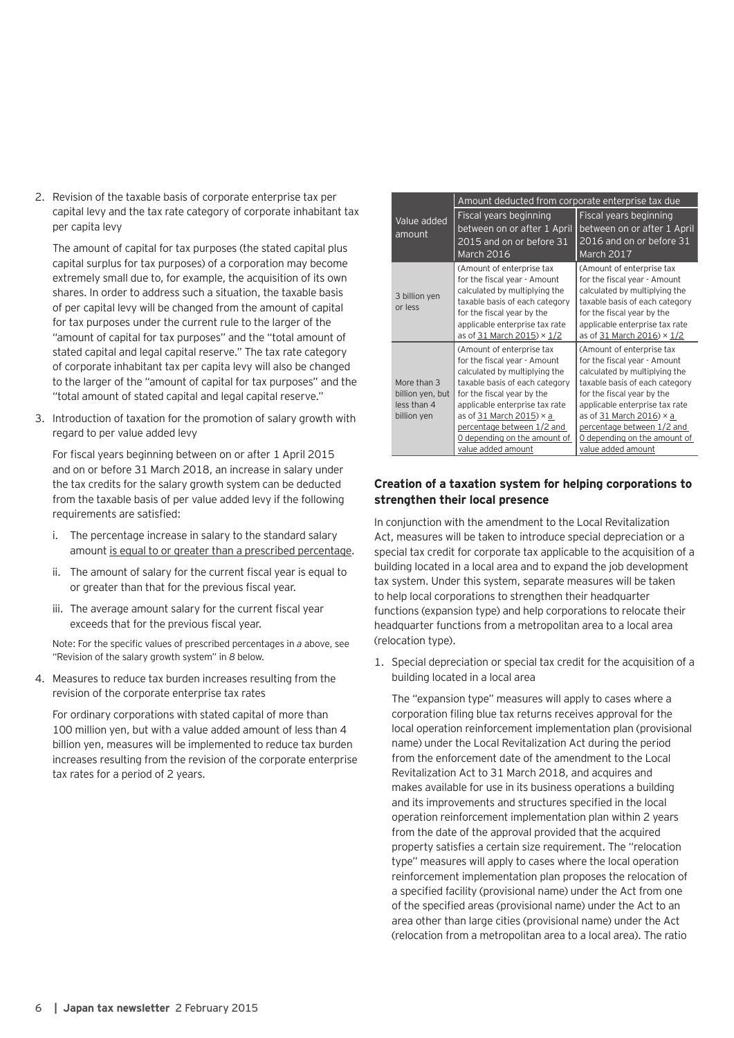2. Revision of the taxable basis of corporate enterprise tax per capital levy and the tax rate category of corporate inhabitant tax per capita levy

   The amount of capital for tax purposes (the stated capital plus capital surplus for tax purposes) of a corporation may become extremely small due to, for example, the acquisition of its own shares. In order to address such a situation, the taxable basis of per capital levy will be changed from the amount of capital for tax purposes under the current rule to the larger of the "amount of capital for tax purposes" and the "total amount of stated capital and legal capital reserve." The tax rate category of corporate inhabitant tax per capita levy will also be changed to the larger of the "amount of capital for tax purposes" and the "total amount of stated capital and legal capital reserve."

3. Introduction of taxation for the promotion of salary growth with regard to per value added levy

   For fiscal years beginning between on or after 1 April 2015 and on or before 31 March 2018, an increase in salary under the tax credits for the salary growth system can be deducted from the taxable basis of per value added levy if the following requirements are satisfied:

   i. The percentage increase in salary to the standard salary amount is equal to or greater than a prescribed percentage.

   ii. The amount of salary for the current fiscal year is equal to or greater than that for the previous fiscal year.

   iii. The average amount salary for the current fiscal year exceeds that for the previous fiscal year.

   Note: For the specific values of prescribed percentages in *a* above, see "Revision of the salary growth system" in *8* below.

4. Measures to reduce tax burden increases resulting from the revision of the corporate enterprise tax rates

   For ordinary corporations with stated capital of more than 100 million yen, but with a value added amount of less than 4 billion yen, measures will be implemented to reduce tax burden increases resulting from the revision of the corporate enterprise tax rates for a period of 2 years.

| Value added amount | Amount deducted from corporate enterprise tax due | |
|---|---|---|
| | Fiscal years beginning between on or after 1 April 2015 and on or before 31 March 2016 | Fiscal years beginning between on or after 1 April 2016 and on or before 31 March 2017 |
| 3 billion yen or less | (Amount of enterprise tax for the fiscal year - Amount calculated by multiplying the taxable basis of each category for the fiscal year by the applicable enterprise tax rate as of 31 March 2015) × 1/2 | (Amount of enterprise tax for the fiscal year - Amount calculated by multiplying the taxable basis of each category for the fiscal year by the applicable enterprise tax rate as of 31 March 2016) × 1/2 |
| More than 3 billion yen, but less than 4 billion yen | (Amount of enterprise tax for the fiscal year - Amount calculated by multiplying the taxable basis of each category for the fiscal year by the applicable enterprise tax rate as of 31 March 2015) × a percentage between 1/2 and 0 depending on the amount of value added amount | (Amount of enterprise tax for the fiscal year - Amount calculated by multiplying the taxable basis of each category for the fiscal year by the applicable enterprise tax rate as of 31 March 2016) × a percentage between 1/2 and 0 depending on the amount of value added amount |

**Creation of a taxation system for helping corporations to strengthen their local presence**

In conjunction with the amendment to the Local Revitalization Act, measures will be taken to introduce special depreciation or a special tax credit for corporate tax applicable to the acquisition of a building located in a local area and to expand the job development tax system. Under this system, separate measures will be taken to help local corporations to strengthen their headquarter functions (expansion type) and help corporations to relocate their headquarter functions from a metropolitan area to a local area (relocation type).

1. Special depreciation or special tax credit for the acquisition of a building located in a local area

   The "expansion type" measures will apply to cases where a corporation filing blue tax returns receives approval for the local operation reinforcement implementation plan (provisional name) under the Local Revitalization Act during the period from the enforcement date of the amendment to the Local Revitalization Act to 31 March 2018, and acquires and makes available for use in its business operations a building and its improvements and structures specified in the local operation reinforcement implementation plan within 2 years from the date of the approval provided that the acquired property satisfies a certain size requirement. The "relocation type" measures will apply to cases where the local operation reinforcement implementation plan proposes the relocation of a specified facility (provisional name) under the Act from one of the specified areas (provisional name) under the Act to an area other than large cities (provisional name) under the Act (relocation from a metropolitan area to a local area). The ratio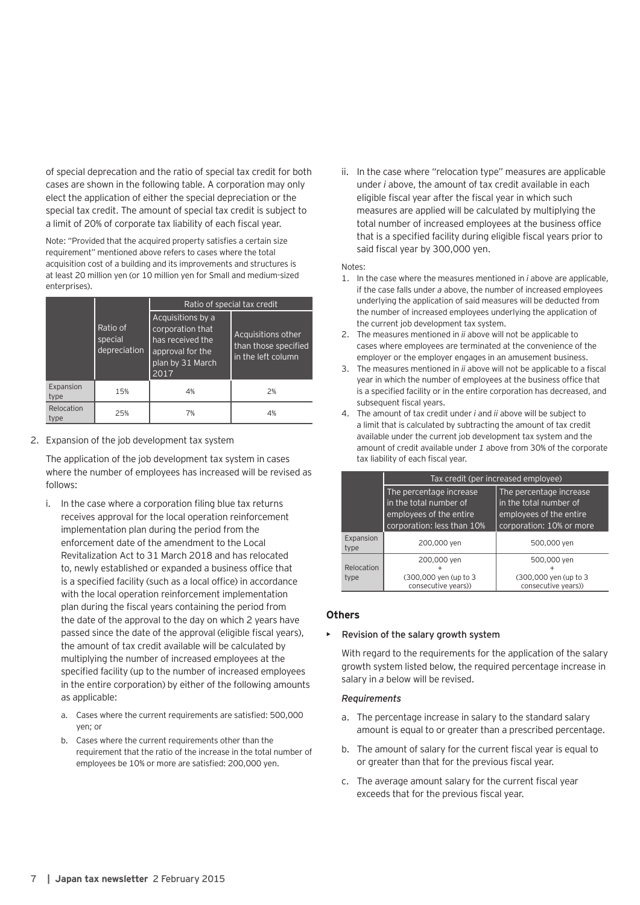of special deprecation and the ratio of special tax credit for both cases are shown in the following table. A corporation may only elect the application of either the special depreciation or the special tax credit. The amount of special tax credit is subject to a limit of 20% of corporate tax liability of each fiscal year.

Note: "Provided that the acquired property satisfies a certain size requirement" mentioned above refers to cases where the total acquisition cost of a building and its improvements and structures is at least 20 million yen (or 10 million yen for Small and medium-sized enterprises).

| | Ratio of special depreciation | Ratio of special tax credit | |
|---|---|---|---|
| | | Acquisitions by a corporation that has received the approval for the plan by 31 March 2017 | Acquisitions other than those specified in the left column |
| Expansion type | 15% | 4% | 2% |
| Relocation type | 25% | 7% | 4% |

2. Expansion of the job development tax system

The application of the job development tax system in cases where the number of employees has increased will be revised as follows:

i. In the case where a corporation filing blue tax returns receives approval for the local operation reinforcement implementation plan during the period from the enforcement date of the amendment to the Local Revitalization Act to 31 March 2018 and has relocated to, newly established or expanded a business office that is a specified facility (such as a local office) in accordance with the local operation reinforcement implementation plan during the fiscal years containing the period from the date of the approval to the day on which 2 years have passed since the date of the approval (eligible fiscal years), the amount of tax credit available will be calculated by multiplying the number of increased employees at the specified facility (up to the number of increased employees in the entire corporation) by either of the following amounts as applicable:

   a. Cases where the current requirements are satisfied: 500,000 yen; or
   b. Cases where the current requirements other than the requirement that the ratio of the increase in the total number of employees be 10% or more are satisfied: 200,000 yen.

ii. In the case where "relocation type" measures are applicable under *i* above, the amount of tax credit available in each eligible fiscal year after the fiscal year in which such measures are applied will be calculated by multiplying the total number of increased employees at the business office that is a specified facility during eligible fiscal years prior to said fiscal year by 300,000 yen.

Notes:

1. In the case where the measures mentioned in *i* above are applicable, if the case falls under *a* above, the number of increased employees underlying the application of said measures will be deducted from the number of increased employees underlying the application of the current job development tax system.
2. The measures mentioned in *ii* above will not be applicable to cases where employees are terminated at the convenience of the employer or the employer engages in an amusement business.
3. The measures mentioned in *ii* above will not be applicable to a fiscal year in which the number of employees at the business office that is a specified facility or in the entire corporation has decreased, and subsequent fiscal years.
4. The amount of tax credit under *i* and *ii* above will be subject to a limit that is calculated by subtracting the amount of tax credit available under the current job development tax system and the amount of credit available under *1* above from 30% of the corporate tax liability of each fiscal year.

| | Tax credit (per increased employee) | |
|---|---|---|
| | The percentage increase in the total number of employees of the entire corporation: less than 10% | The percentage increase in the total number of employees of the entire corporation: 10% or more |
| Expansion type | 200,000 yen | 500,000 yen |
| Relocation type | 200,000 yen + (300,000 yen (up to 3 consecutive years)) | 500,000 yen + (300,000 yen (up to 3 consecutive years)) |

### Others

- Revision of the salary growth system

With regard to the requirements for the application of the salary growth system listed below, the required percentage increase in salary in *a* below will be revised.

*Requirements*

a. The percentage increase in salary to the standard salary amount is equal to or greater than a prescribed percentage.
b. The amount of salary for the current fiscal year is equal to or greater than that for the previous fiscal year.
c. The average amount salary for the current fiscal year exceeds that for the previous fiscal year.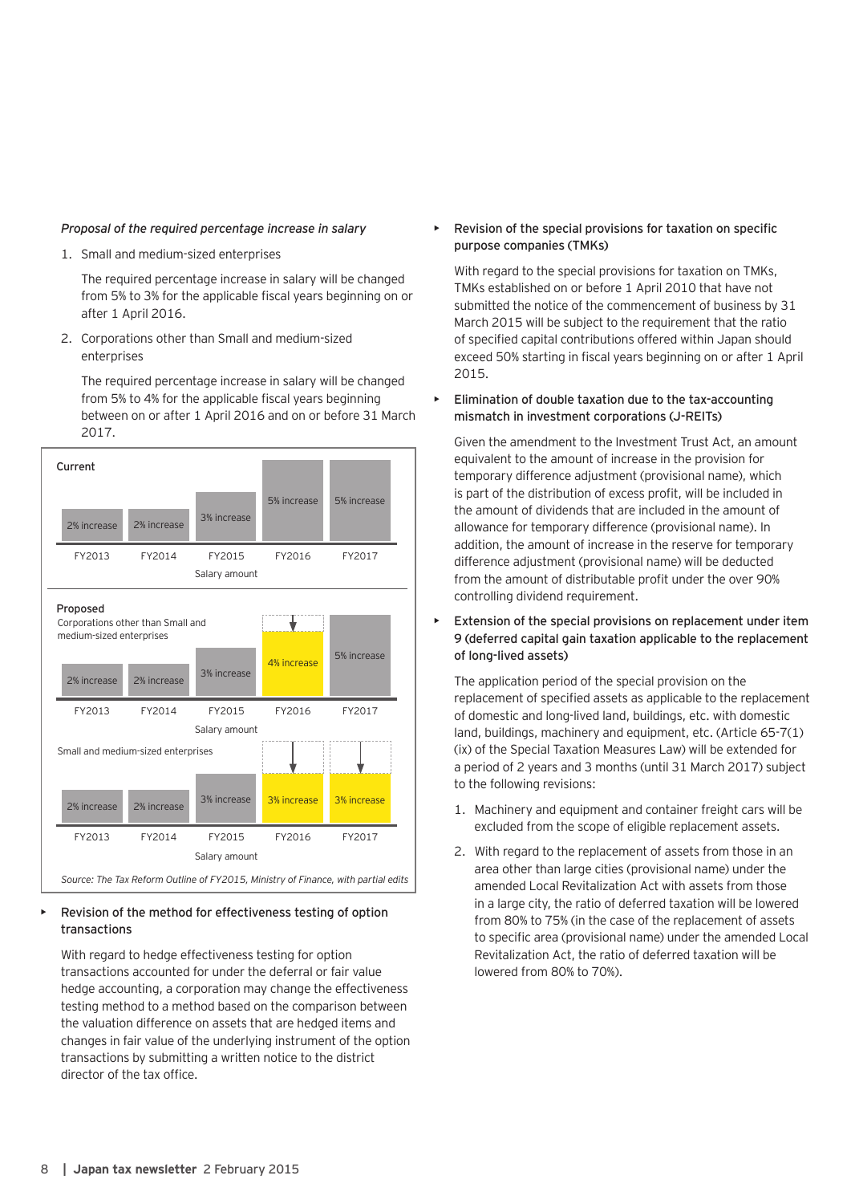*Proposal of the required percentage increase in salary*

1. Small and medium-sized enterprises

   The required percentage increase in salary will be changed from 5% to 3% for the applicable fiscal years beginning on or after 1 April 2016.

2. Corporations other than Small and medium-sized enterprises

   The required percentage increase in salary will be changed from 5% to 4% for the applicable fiscal years beginning between on or after 1 April 2016 and on or before 31 March 2017.

**Current**

| | FY2013 | FY2014 | FY2015 | FY2016 | FY2017 |
|---|---|---|---|---|---|
| Salary amount | 2% increase | 2% increase | 3% increase | 5% increase | 5% increase |

**Proposed**

| | FY2013 | FY2014 | FY2015 | FY2016 | FY2017 |
|---|---|---|---|---|---|
| Corporations other than Small and medium-sized enterprises (Salary amount) | 2% increase | 2% increase | 3% increase | 4% increase | 5% increase |
| Small and medium-sized enterprises (Salary amount) | 2% increase | 2% increase | 3% increase | 3% increase | 3% increase |

*Source: The Tax Reform Outline of FY2015, Ministry of Finance, with partial edits*

- **Revision of the method for effectiveness testing of option transactions**

  With regard to hedge effectiveness testing for option transactions accounted for under the deferral or fair value hedge accounting, a corporation may change the effectiveness testing method to a method based on the comparison between the valuation difference on assets that are hedged items and changes in fair value of the underlying instrument of the option transactions by submitting a written notice to the district director of the tax office.

- **Revision of the special provisions for taxation on specific purpose companies (TMKs)**

  With regard to the special provisions for taxation on TMKs, TMKs established on or before 1 April 2010 that have not submitted the notice of the commencement of business by 31 March 2015 will be subject to the requirement that the ratio of specified capital contributions offered within Japan should exceed 50% starting in fiscal years beginning on or after 1 April 2015.

- **Elimination of double taxation due to the tax-accounting mismatch in investment corporations (J-REITs)**

  Given the amendment to the Investment Trust Act, an amount equivalent to the amount of increase in the provision for temporary difference adjustment (provisional name), which is part of the distribution of excess profit, will be included in the amount of dividends that are included in the amount of allowance for temporary difference (provisional name). In addition, the amount of increase in the reserve for temporary difference adjustment (provisional name) will be deducted from the amount of distributable profit under the over 90% controlling dividend requirement.

- **Extension of the special provisions on replacement under item 9 (deferred capital gain taxation applicable to the replacement of long-lived assets)**

  The application period of the special provision on the replacement of specified assets as applicable to the replacement of domestic and long-lived land, buildings, etc. with domestic land, buildings, machinery and equipment, etc. (Article 65-7(1)(ix) of the Special Taxation Measures Law) will be extended for a period of 2 years and 3 months (until 31 March 2017) subject to the following revisions:

  1. Machinery and equipment and container freight cars will be excluded from the scope of eligible replacement assets.
  2. With regard to the replacement of assets from those in an area other than large cities (provisional name) under the amended Local Revitalization Act with assets from those in a large city, the ratio of deferred taxation will be lowered from 80% to 75% (in the case of the replacement of assets to specific area (provisional name) under the amended Local Revitalization Act, the ratio of deferred taxation will be lowered from 80% to 70%).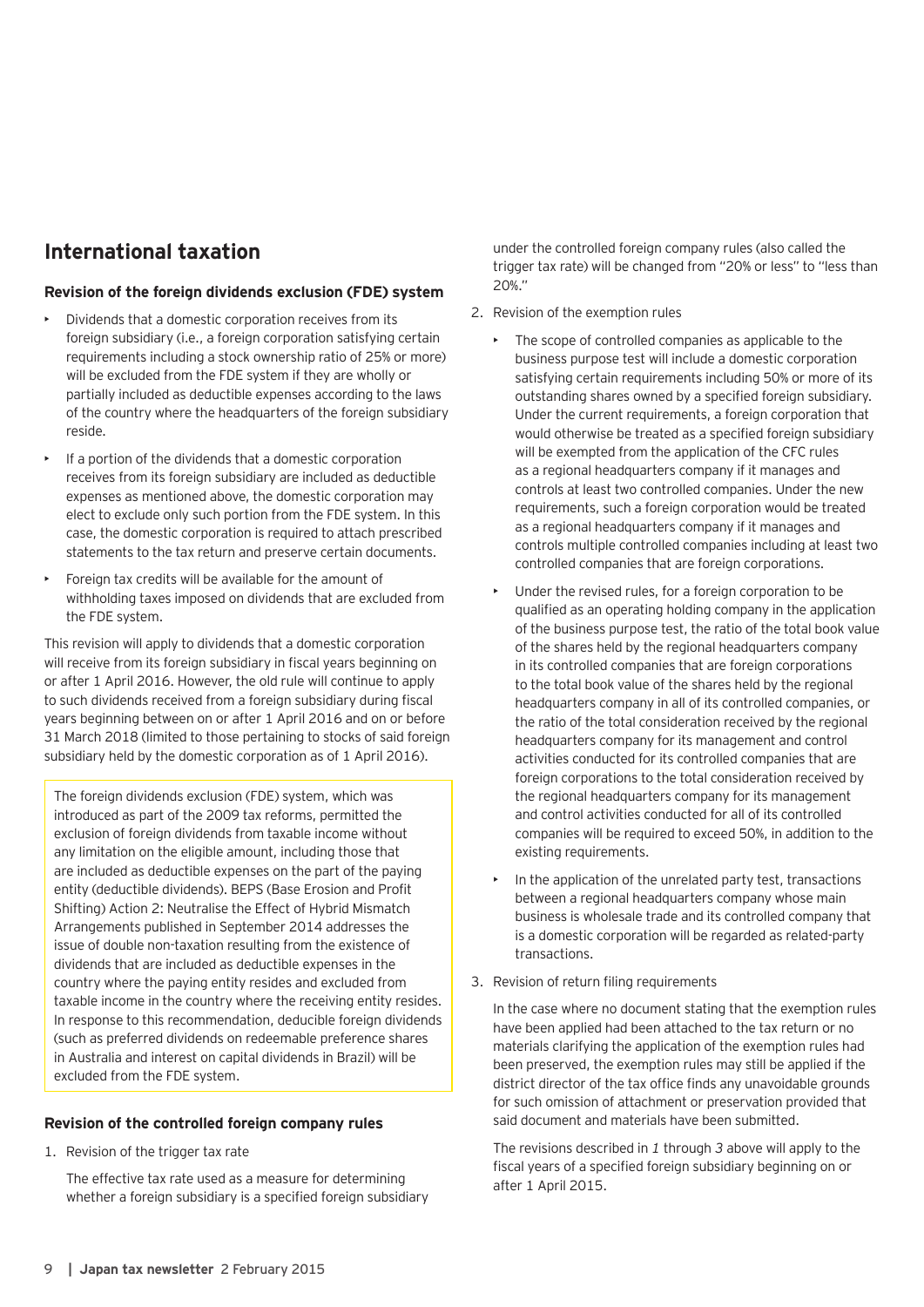## International taxation

### Revision of the foreign dividends exclusion (FDE) system

- Dividends that a domestic corporation receives from its foreign subsidiary (i.e., a foreign corporation satisfying certain requirements including a stock ownership ratio of 25% or more) will be excluded from the FDE system if they are wholly or partially included as deductible expenses according to the laws of the country where the headquarters of the foreign subsidiary reside.
- If a portion of the dividends that a domestic corporation receives from its foreign subsidiary are included as deductible expenses as mentioned above, the domestic corporation may elect to exclude only such portion from the FDE system. In this case, the domestic corporation is required to attach prescribed statements to the tax return and preserve certain documents.
- Foreign tax credits will be available for the amount of withholding taxes imposed on dividends that are excluded from the FDE system.

This revision will apply to dividends that a domestic corporation will receive from its foreign subsidiary in fiscal years beginning on or after 1 April 2016. However, the old rule will continue to apply to such dividends received from a foreign subsidiary during fiscal years beginning between on or after 1 April 2016 and on or before 31 March 2018 (limited to those pertaining to stocks of said foreign subsidiary held by the domestic corporation as of 1 April 2016).

> The foreign dividends exclusion (FDE) system, which was introduced as part of the 2009 tax reforms, permitted the exclusion of foreign dividends from taxable income without any limitation on the eligible amount, including those that are included as deductible expenses on the part of the paying entity (deductible dividends). BEPS (Base Erosion and Profit Shifting) Action 2: Neutralise the Effect of Hybrid Mismatch Arrangements published in September 2014 addresses the issue of double non-taxation resulting from the existence of dividends that are included as deductible expenses in the country where the paying entity resides and excluded from taxable income in the country where the receiving entity resides. In response to this recommendation, deducible foreign dividends (such as preferred dividends on redeemable preference shares in Australia and interest on capital dividends in Brazil) will be excluded from the FDE system.

### Revision of the controlled foreign company rules

1. Revision of the trigger tax rate

   The effective tax rate used as a measure for determining whether a foreign subsidiary is a specified foreign subsidiary under the controlled foreign company rules (also called the trigger tax rate) will be changed from "20% or less" to "less than 20%."

2. Revision of the exemption rules

   - The scope of controlled companies as applicable to the business purpose test will include a domestic corporation satisfying certain requirements including 50% or more of its outstanding shares owned by a specified foreign subsidiary. Under the current requirements, a foreign corporation that would otherwise be treated as a specified foreign subsidiary will be exempted from the application of the CFC rules as a regional headquarters company if it manages and controls at least two controlled companies. Under the new requirements, such a foreign corporation would be treated as a regional headquarters company if it manages and controls multiple controlled companies including at least two controlled companies that are foreign corporations.
   - Under the revised rules, for a foreign corporation to be qualified as an operating holding company in the application of the business purpose test, the ratio of the total book value of the shares held by the regional headquarters company in its controlled companies that are foreign corporations to the total book value of the shares held by the regional headquarters company in all of its controlled companies, or the ratio of the total consideration received by the regional headquarters company for its management and control activities conducted for its controlled companies that are foreign corporations to the total consideration received by the regional headquarters company for its management and control activities conducted for all of its controlled companies will be required to exceed 50%, in addition to the existing requirements.
   - In the application of the unrelated party test, transactions between a regional headquarters company whose main business is wholesale trade and its controlled company that is a domestic corporation will be regarded as related-party transactions.

3. Revision of return filing requirements

   In the case where no document stating that the exemption rules have been applied had been attached to the tax return or no materials clarifying the application of the exemption rules had been preserved, the exemption rules may still be applied if the district director of the tax office finds any unavoidable grounds for such omission of attachment or preservation provided that said document and materials have been submitted.

   The revisions described in *1* through *3* above will apply to the fiscal years of a specified foreign subsidiary beginning on or after 1 April 2015.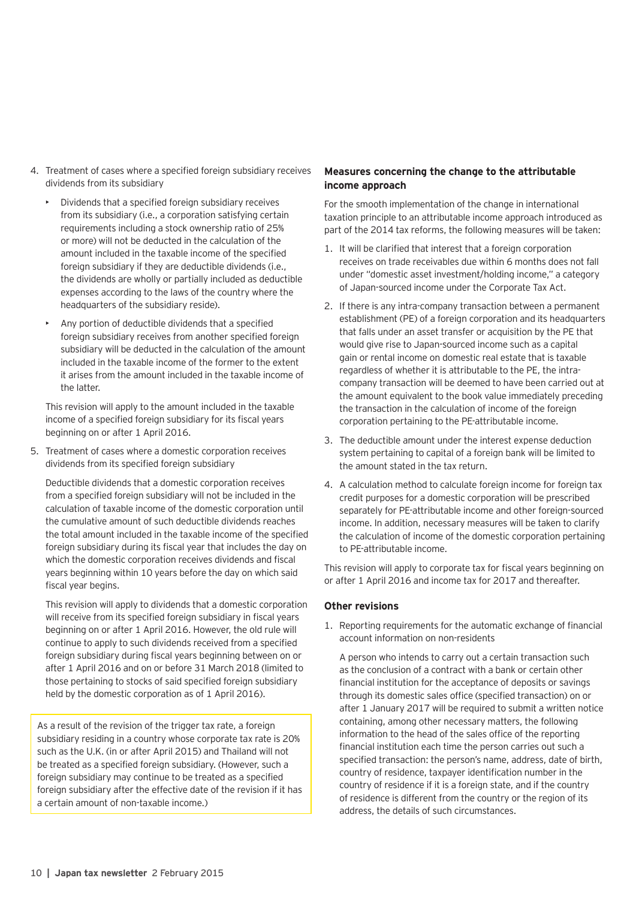4. Treatment of cases where a specified foreign subsidiary receives dividends from its subsidiary

   - Dividends that a specified foreign subsidiary receives from its subsidiary (i.e., a corporation satisfying certain requirements including a stock ownership ratio of 25% or more) will not be deducted in the calculation of the amount included in the taxable income of the specified foreign subsidiary if they are deductible dividends (i.e., the dividends are wholly or partially included as deductible expenses according to the laws of the country where the headquarters of the subsidiary reside).
   - Any portion of deductible dividends that a specified foreign subsidiary receives from another specified foreign subsidiary will be deducted in the calculation of the amount included in the taxable income of the former to the extent it arises from the amount included in the taxable income of the latter.

   This revision will apply to the amount included in the taxable income of a specified foreign subsidiary for its fiscal years beginning on or after 1 April 2016.

5. Treatment of cases where a domestic corporation receives dividends from its specified foreign subsidiary

   Deductible dividends that a domestic corporation receives from a specified foreign subsidiary will not be included in the calculation of taxable income of the domestic corporation until the cumulative amount of such deductible dividends reaches the total amount included in the taxable income of the specified foreign subsidiary during its fiscal year that includes the day on which the domestic corporation receives dividends and fiscal years beginning within 10 years before the day on which said fiscal year begins.

   This revision will apply to dividends that a domestic corporation will receive from its specified foreign subsidiary in fiscal years beginning on or after 1 April 2016. However, the old rule will continue to apply to such dividends received from a specified foreign subsidiary during fiscal years beginning between on or after 1 April 2016 and on or before 31 March 2018 (limited to those pertaining to stocks of said specified foreign subsidiary held by the domestic corporation as of 1 April 2016).

> As a result of the revision of the trigger tax rate, a foreign subsidiary residing in a country whose corporate tax rate is 20% such as the U.K. (in or after April 2015) and Thailand will not be treated as a specified foreign subsidiary. (However, such a foreign subsidiary may continue to be treated as a specified foreign subsidiary after the effective date of the revision if it has a certain amount of non-taxable income.)

### Measures concerning the change to the attributable income approach

For the smooth implementation of the change in international taxation principle to an attributable income approach introduced as part of the 2014 tax reforms, the following measures will be taken:

1. It will be clarified that interest that a foreign corporation receives on trade receivables due within 6 months does not fall under "domestic asset investment/holding income," a category of Japan-sourced income under the Corporate Tax Act.
2. If there is any intra-company transaction between a permanent establishment (PE) of a foreign corporation and its headquarters that falls under an asset transfer or acquisition by the PE that would give rise to Japan-sourced income such as a capital gain or rental income on domestic real estate that is taxable regardless of whether it is attributable to the PE, the intra-company transaction will be deemed to have been carried out at the amount equivalent to the book value immediately preceding the transaction in the calculation of income of the foreign corporation pertaining to the PE-attributable income.
3. The deductible amount under the interest expense deduction system pertaining to capital of a foreign bank will be limited to the amount stated in the tax return.
4. A calculation method to calculate foreign income for foreign tax credit purposes for a domestic corporation will be prescribed separately for PE-attributable income and other foreign-sourced income. In addition, necessary measures will be taken to clarify the calculation of income of the domestic corporation pertaining to PE-attributable income.

This revision will apply to corporate tax for fiscal years beginning on or after 1 April 2016 and income tax for 2017 and thereafter.

### Other revisions

1. Reporting requirements for the automatic exchange of financial account information on non-residents

   A person who intends to carry out a certain transaction such as the conclusion of a contract with a bank or certain other financial institution for the acceptance of deposits or savings through its domestic sales office (specified transaction) on or after 1 January 2017 will be required to submit a written notice containing, among other necessary matters, the following information to the head of the sales office of the reporting financial institution each time the person carries out such a specified transaction: the person's name, address, date of birth, country of residence, taxpayer identification number in the country of residence if it is a foreign state, and if the country of residence is different from the country or the region of its address, the details of such circumstances.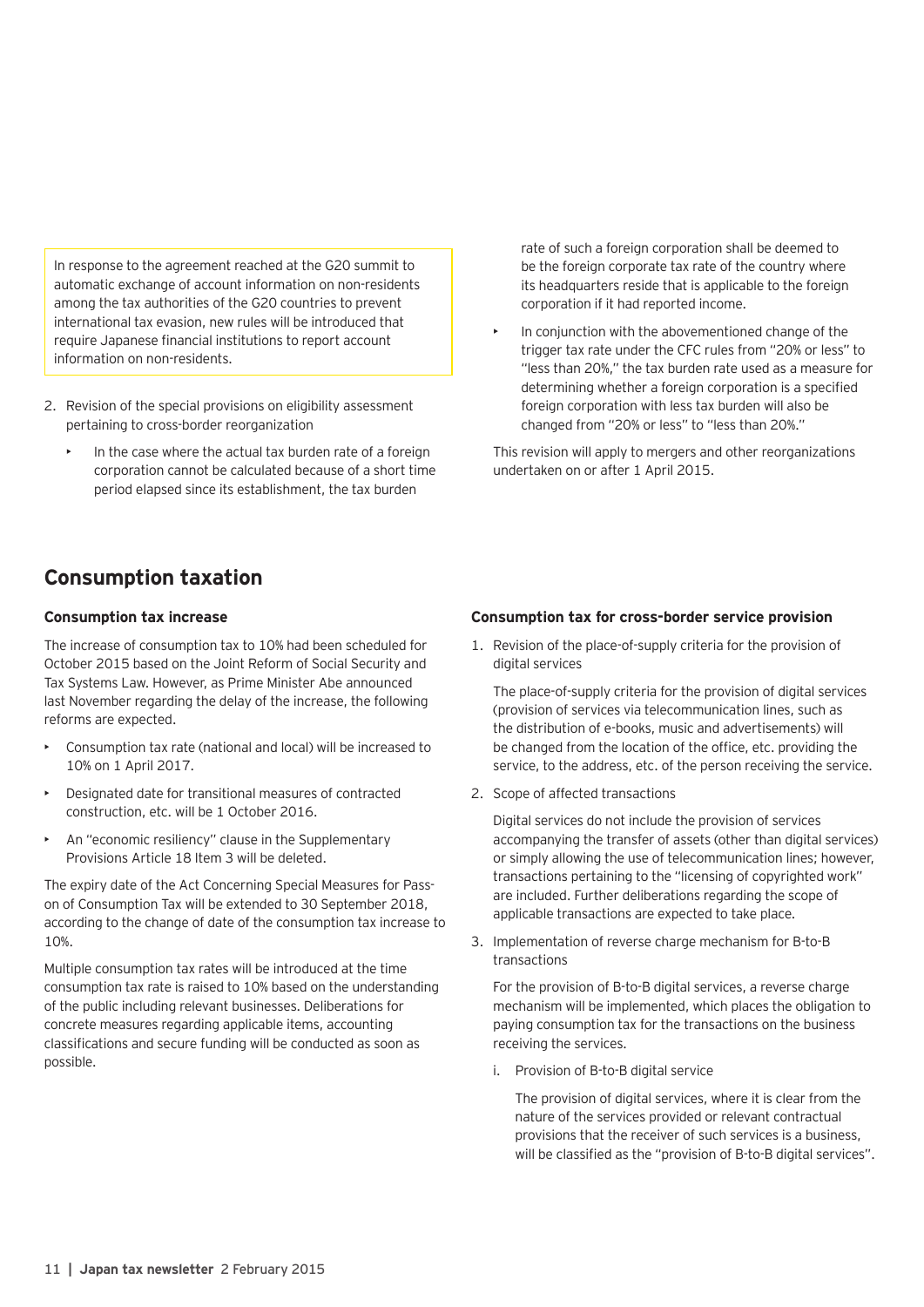In response to the agreement reached at the G20 summit to automatic exchange of account information on non-residents among the tax authorities of the G20 countries to prevent international tax evasion, new rules will be introduced that require Japanese financial institutions to report account information on non-residents.

2. Revision of the special provisions on eligibility assessment pertaining to cross-border reorganization

   - In the case where the actual tax burden rate of a foreign corporation cannot be calculated because of a short time period elapsed since its establishment, the tax burden rate of such a foreign corporation shall be deemed to be the foreign corporate tax rate of the country where its headquarters reside that is applicable to the foreign corporation if it had reported income.
   - In conjunction with the abovementioned change of the trigger tax rate under the CFC rules from "20% or less" to "less than 20%," the tax burden rate used as a measure for determining whether a foreign corporation is a specified foreign corporation with less tax burden will also be changed from "20% or less" to "less than 20%."

   This revision will apply to mergers and other reorganizations undertaken on or after 1 April 2015.

## Consumption taxation

### Consumption tax increase

The increase of consumption tax to 10% had been scheduled for October 2015 based on the Joint Reform of Social Security and Tax Systems Law. However, as Prime Minister Abe announced last November regarding the delay of the increase, the following reforms are expected.

- Consumption tax rate (national and local) will be increased to 10% on 1 April 2017.
- Designated date for transitional measures of contracted construction, etc. will be 1 October 2016.
- An "economic resiliency" clause in the Supplementary Provisions Article 18 Item 3 will be deleted.

The expiry date of the Act Concerning Special Measures for Pass-on of Consumption Tax will be extended to 30 September 2018, according to the change of date of the consumption tax increase to 10%.

Multiple consumption tax rates will be introduced at the time consumption tax rate is raised to 10% based on the understanding of the public including relevant businesses. Deliberations for concrete measures regarding applicable items, accounting classifications and secure funding will be conducted as soon as possible.

### Consumption tax for cross-border service provision

1. Revision of the place-of-supply criteria for the provision of digital services

   The place-of-supply criteria for the provision of digital services (provision of services via telecommunication lines, such as the distribution of e-books, music and advertisements) will be changed from the location of the office, etc. providing the service, to the address, etc. of the person receiving the service.

2. Scope of affected transactions

   Digital services do not include the provision of services accompanying the transfer of assets (other than digital services) or simply allowing the use of telecommunication lines; however, transactions pertaining to the "licensing of copyrighted work" are included. Further deliberations regarding the scope of applicable transactions are expected to take place.

3. Implementation of reverse charge mechanism for B-to-B transactions

   For the provision of B-to-B digital services, a reverse charge mechanism will be implemented, which places the obligation to paying consumption tax for the transactions on the business receiving the services.

   i. Provision of B-to-B digital service

      The provision of digital services, where it is clear from the nature of the services provided or relevant contractual provisions that the receiver of such services is a business, will be classified as the "provision of B-to-B digital services".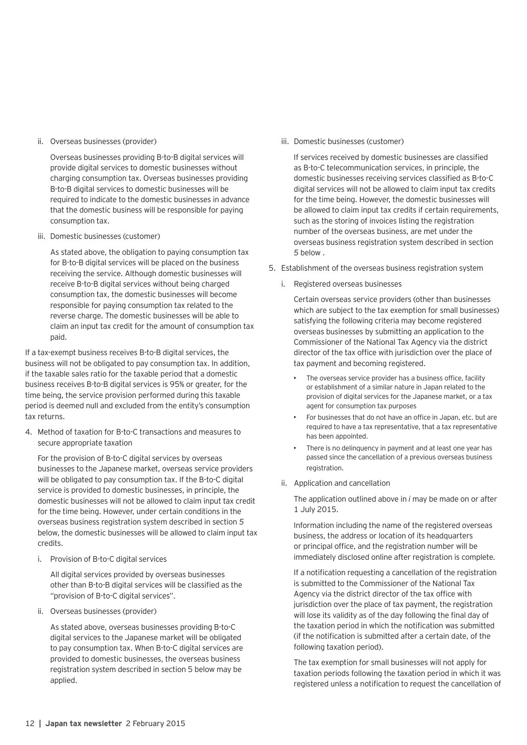ii. Overseas businesses (provider)

   Overseas businesses providing B-to-B digital services will provide digital services to domestic businesses without charging consumption tax. Overseas businesses providing B-to-B digital services to domestic businesses will be required to indicate to the domestic businesses in advance that the domestic business will be responsible for paying consumption tax.

iii. Domestic businesses (customer)

   As stated above, the obligation to paying consumption tax for B-to-B digital services will be placed on the business receiving the service. Although domestic businesses will receive B-to-B digital services without being charged consumption tax, the domestic businesses will become responsible for paying consumption tax related to the reverse charge. The domestic businesses will be able to claim an input tax credit for the amount of consumption tax paid.

If a tax-exempt business receives B-to-B digital services, the business will not be obligated to pay consumption tax. In addition, if the taxable sales ratio for the taxable period that a domestic business receives B-to-B digital services is 95% or greater, for the time being, the service provision performed during this taxable period is deemed null and excluded from the entity's consumption tax returns.

4. Method of taxation for B-to-C transactions and measures to secure appropriate taxation

   For the provision of B-to-C digital services by overseas businesses to the Japanese market, overseas service providers will be obligated to pay consumption tax. If the B-to-C digital service is provided to domestic businesses, in principle, the domestic businesses will not be allowed to claim input tax credit for the time being. However, under certain conditions in the overseas business registration system described in section *5* below, the domestic businesses will be allowed to claim input tax credits.

   i. Provision of B-to-C digital services

      All digital services provided by overseas businesses other than B-to-B digital services will be classified as the "provision of B-to-C digital services".

   ii. Overseas businesses (provider)

      As stated above, overseas businesses providing B-to-C digital services to the Japanese market will be obligated to pay consumption tax. When B-to-C digital services are provided to domestic businesses, the overseas business registration system described in section 5 below may be applied.

   iii. Domestic businesses (customer)

      If services received by domestic businesses are classified as B-to-C telecommunication services, in principle, the domestic businesses receiving services classified as B-to-C digital services will not be allowed to claim input tax credits for the time being. However, the domestic businesses will be allowed to claim input tax credits if certain requirements, such as the storing of invoices listing the registration number of the overseas business, are met under the overseas business registration system described in section *5* below .

5. Establishment of the overseas business registration system

   i. Registered overseas businesses

      Certain overseas service providers (other than businesses which are subject to the tax exemption for small businesses) satisfying the following criteria may become registered overseas businesses by submitting an application to the Commissioner of the National Tax Agency via the district director of the tax office with jurisdiction over the place of tax payment and becoming registered.

      - The overseas service provider has a business office, facility or establishment of a similar nature in Japan related to the provision of digital services for the Japanese market, or a tax agent for consumption tax purposes
      - For businesses that do not have an office in Japan, etc. but are required to have a tax representative, that a tax representative has been appointed.
      - There is no delinquency in payment and at least one year has passed since the cancellation of a previous overseas business registration.

   ii. Application and cancellation

      The application outlined above in *i* may be made on or after 1 July 2015.

      Information including the name of the registered overseas business, the address or location of its headquarters or principal office, and the registration number will be immediately disclosed online after registration is complete.

      If a notification requesting a cancellation of the registration is submitted to the Commissioner of the National Tax Agency via the district director of the tax office with jurisdiction over the place of tax payment, the registration will lose its validity as of the day following the final day of the taxation period in which the notification was submitted (if the notification is submitted after a certain date, of the following taxation period).

      The tax exemption for small businesses will not apply for taxation periods following the taxation period in which it was registered unless a notification to request the cancellation of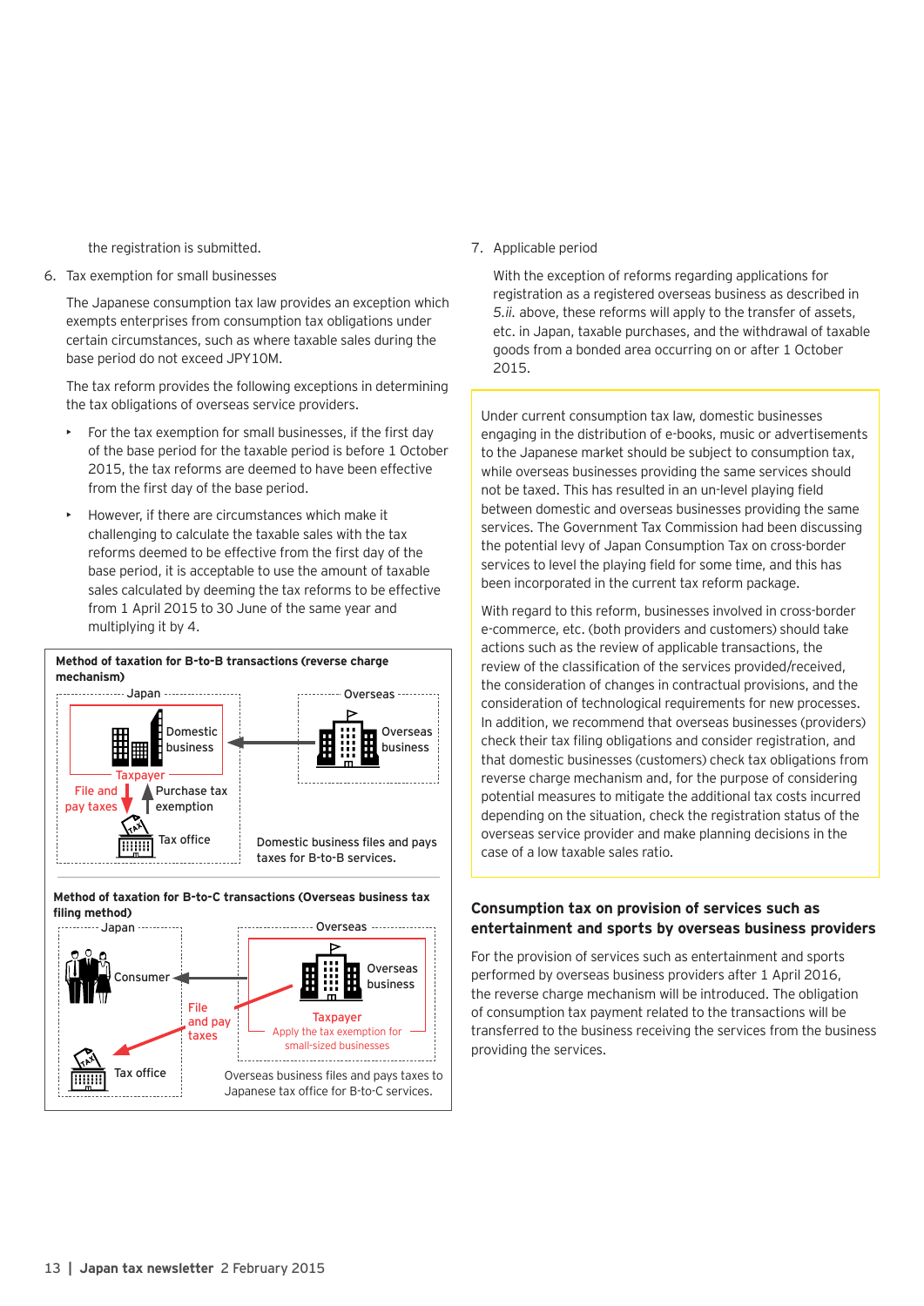the registration is submitted.

6. Tax exemption for small businesses

 The Japanese consumption tax law provides an exception which exempts enterprises from consumption tax obligations under certain circumstances, such as where taxable sales during the base period do not exceed JPY10M.

 The tax reform provides the following exceptions in determining the tax obligations of overseas service providers.

 - For the tax exemption for small businesses, if the first day of the base period for the taxable period is before 1 October 2015, the tax reforms are deemed to have been effective from the first day of the base period.
 - However, if there are circumstances which make it challenging to calculate the taxable sales with the tax reforms deemed to be effective from the first day of the base period, it is acceptable to use the amount of taxable sales calculated by deeming the tax reforms to be effective from 1 April 2015 to 30 June of the same year and multiplying it by 4.

**Method of taxation for B-to-B transactions (reverse charge mechanism)**

Japan: Domestic business (Taxpayer) — File and pay taxes / Purchase tax exemption — Tax office

Overseas: Overseas business

Domestic business files and pays taxes for B-to-B services.

**Method of taxation for B-to-C transactions (Overseas business tax filing method)**

Japan: Consumer — Tax office

Overseas: Overseas business (Taxpayer — Apply the tax exemption for small-sized businesses) — File and pay taxes

Overseas business files and pays taxes to Japanese tax office for B-to-C services.

7. Applicable period

 With the exception of reforms regarding applications for registration as a registered overseas business as described in *5.ii.* above, these reforms will apply to the transfer of assets, etc. in Japan, taxable purchases, and the withdrawal of taxable goods from a bonded area occurring on or after 1 October 2015.

Under current consumption tax law, domestic businesses engaging in the distribution of e-books, music or advertisements to the Japanese market should be subject to consumption tax, while overseas businesses providing the same services should not be taxed. This has resulted in an un-level playing field between domestic and overseas businesses providing the same services. The Government Tax Commission had been discussing the potential levy of Japan Consumption Tax on cross-border services to level the playing field for some time, and this has been incorporated in the current tax reform package.

With regard to this reform, businesses involved in cross-border e-commerce, etc. (both providers and customers) should take actions such as the review of applicable transactions, the review of the classification of the services provided/received, the consideration of changes in contractual provisions, and the consideration of technological requirements for new processes. In addition, we recommend that overseas businesses (providers) check their tax filing obligations and consider registration, and that domestic businesses (customers) check tax obligations from reverse charge mechanism and, for the purpose of considering potential measures to mitigate the additional tax costs incurred depending on the situation, check the registration status of the overseas service provider and make planning decisions in the case of a low taxable sales ratio.

## Consumption tax on provision of services such as entertainment and sports by overseas business providers

For the provision of services such as entertainment and sports performed by overseas business providers after 1 April 2016, the reverse charge mechanism will be introduced. The obligation of consumption tax payment related to the transactions will be transferred to the business receiving the services from the business providing the services.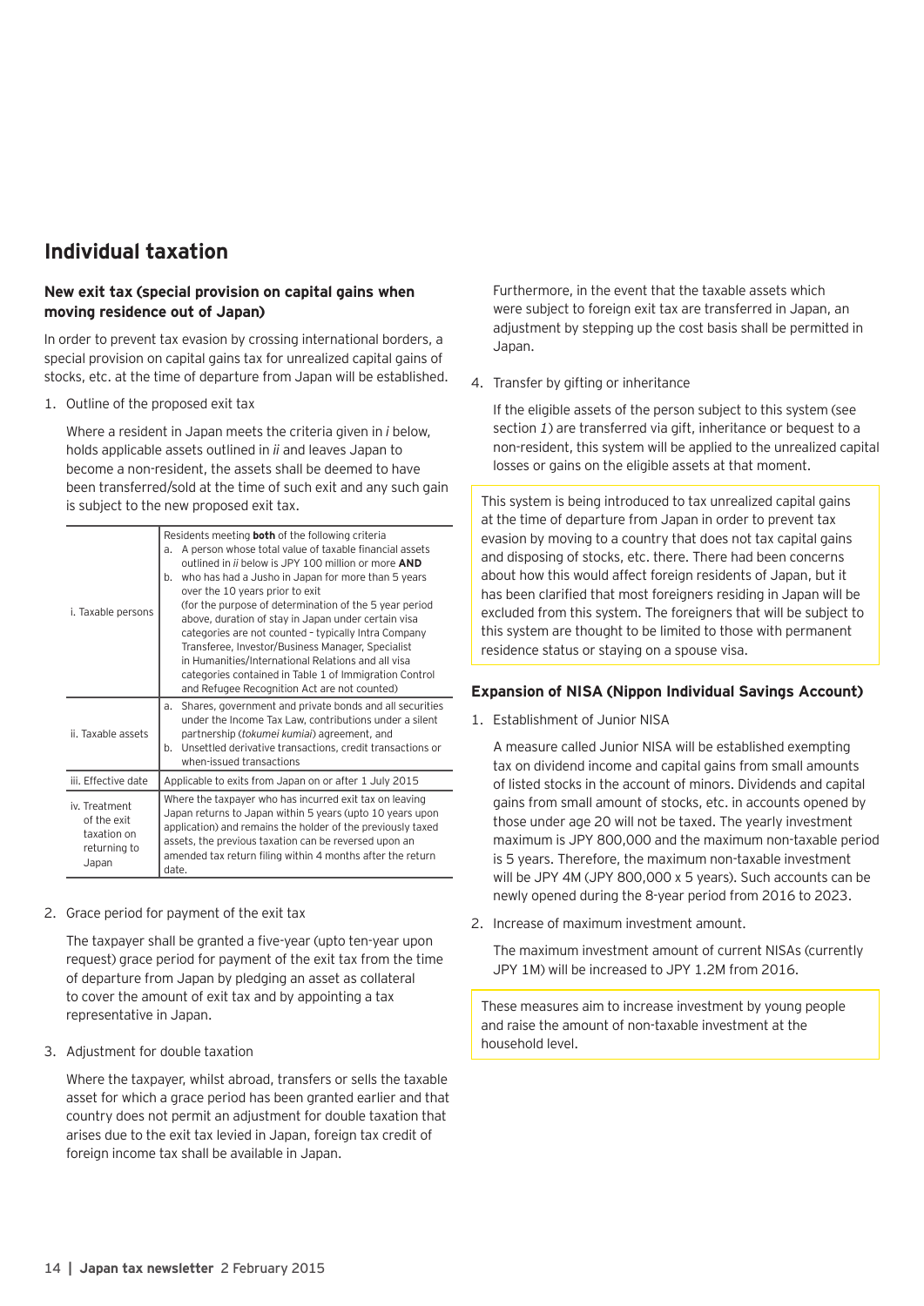# Individual taxation

### New exit tax (special provision on capital gains when moving residence out of Japan)

In order to prevent tax evasion by crossing international borders, a special provision on capital gains tax for unrealized capital gains of stocks, etc. at the time of departure from Japan will be established.

1. Outline of the proposed exit tax

   Where a resident in Japan meets the criteria given in *i* below, holds applicable assets outlined in *ii* and leaves Japan to become a non-resident, the assets shall be deemed to have been transferred/sold at the time of such exit and any such gain is subject to the new proposed exit tax.

| | |
|---|---|
| i. Taxable persons | Residents meeting **both** of the following criteria<br>a. A person whose total value of taxable financial assets outlined in *ii* below is JPY 100 million or more **AND**<br>b. who has had a Jusho in Japan for more than 5 years over the 10 years prior to exit<br>(for the purpose of determination of the 5 year period above, duration of stay in Japan under certain visa categories are not counted – typically Intra Company Transferee, Investor/Business Manager, Specialist in Humanities/International Relations and all visa categories contained in Table 1 of Immigration Control and Refugee Recognition Act are not counted) |
| ii. Taxable assets | a. Shares, government and private bonds and all securities under the Income Tax Law, contributions under a silent partnership (*tokumei kumiai*) agreement, and<br>b. Unsettled derivative transactions, credit transactions or when-issued transactions |
| iii. Effective date | Applicable to exits from Japan on or after 1 July 2015 |
| iv. Treatment of the exit taxation on returning to Japan | Where the taxpayer who has incurred exit tax on leaving Japan returns to Japan within 5 years (upto 10 years upon application) and remains the holder of the previously taxed assets, the previous taxation can be reversed upon an amended tax return filing within 4 months after the return date. |

2. Grace period for payment of the exit tax

   The taxpayer shall be granted a five-year (upto ten-year upon request) grace period for payment of the exit tax from the time of departure from Japan by pledging an asset as collateral to cover the amount of exit tax and by appointing a tax representative in Japan.

3. Adjustment for double taxation

   Where the taxpayer, whilst abroad, transfers or sells the taxable asset for which a grace period has been granted earlier and that country does not permit an adjustment for double taxation that arises due to the exit tax levied in Japan, foreign tax credit of foreign income tax shall be available in Japan.

   Furthermore, in the event that the taxable assets which were subject to foreign exit tax are transferred in Japan, an adjustment by stepping up the cost basis shall be permitted in Japan.

4. Transfer by gifting or inheritance

   If the eligible assets of the person subject to this system (see section *1*) are transferred via gift, inheritance or bequest to a non-resident, this system will be applied to the unrealized capital losses or gains on the eligible assets at that moment.

This system is being introduced to tax unrealized capital gains at the time of departure from Japan in order to prevent tax evasion by moving to a country that does not tax capital gains and disposing of stocks, etc. there. There had been concerns about how this would affect foreign residents of Japan, but it has been clarified that most foreigners residing in Japan will be excluded from this system. The foreigners that will be subject to this system are thought to be limited to those with permanent residence status or staying on a spouse visa.

### Expansion of NISA (Nippon Individual Savings Account)

1. Establishment of Junior NISA

   A measure called Junior NISA will be established exempting tax on dividend income and capital gains from small amounts of listed stocks in the account of minors. Dividends and capital gains from small amount of stocks, etc. in accounts opened by those under age 20 will not be taxed. The yearly investment maximum is JPY 800,000 and the maximum non-taxable period is 5 years. Therefore, the maximum non-taxable investment will be JPY 4M (JPY 800,000 x 5 years). Such accounts can be newly opened during the 8-year period from 2016 to 2023.

2. Increase of maximum investment amount.

   The maximum investment amount of current NISAs (currently JPY 1M) will be increased to JPY 1.2M from 2016.

These measures aim to increase investment by young people and raise the amount of non-taxable investment at the household level.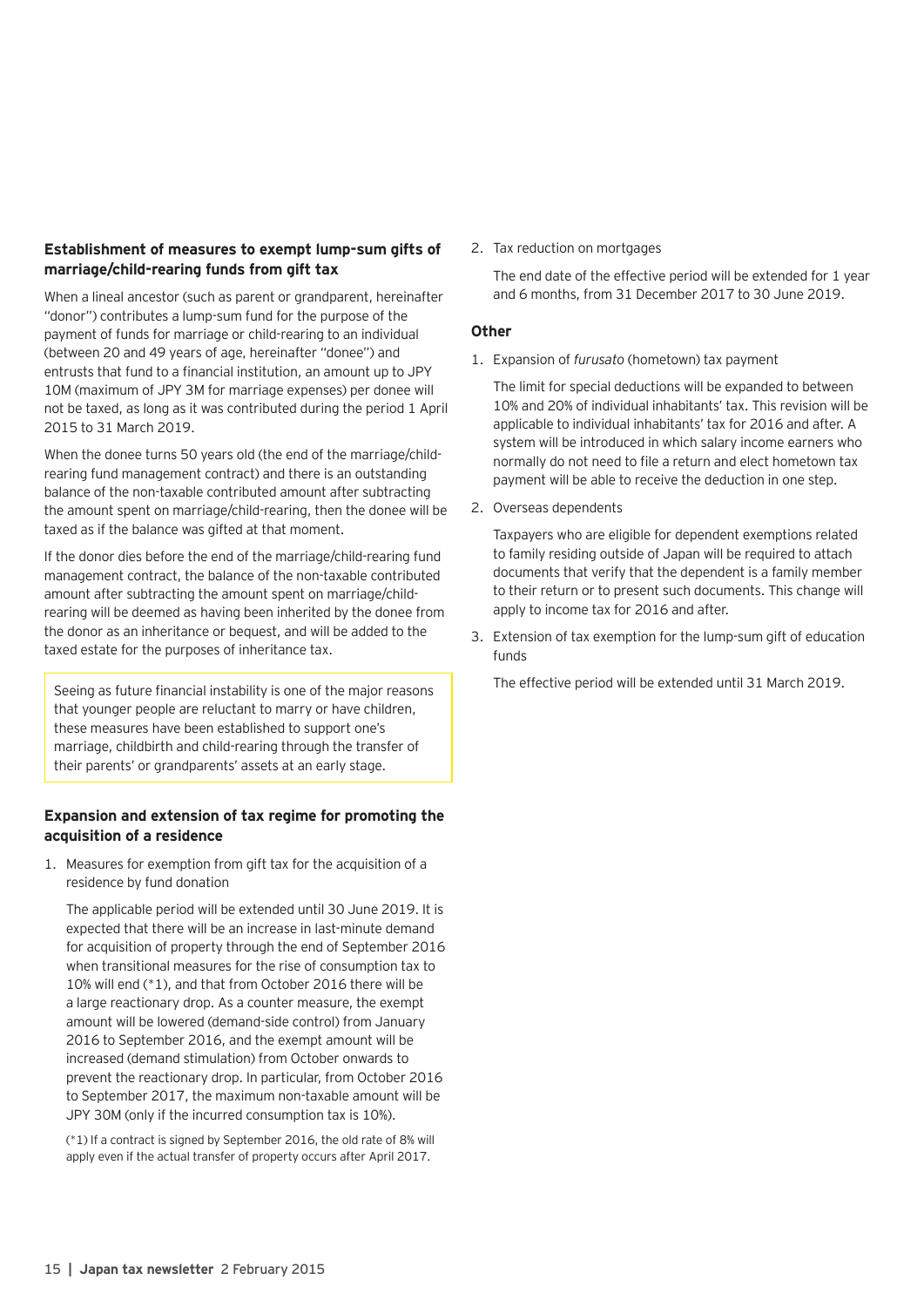### Establishment of measures to exempt lump-sum gifts of marriage/child-rearing funds from gift tax

When a lineal ancestor (such as parent or grandparent, hereinafter "donor") contributes a lump-sum fund for the purpose of the payment of funds for marriage or child-rearing to an individual (between 20 and 49 years of age, hereinafter "donee") and entrusts that fund to a financial institution, an amount up to JPY 10M (maximum of JPY 3M for marriage expenses) per donee will not be taxed, as long as it was contributed during the period 1 April 2015 to 31 March 2019.

When the donee turns 50 years old (the end of the marriage/child-rearing fund management contract) and there is an outstanding balance of the non-taxable contributed amount after subtracting the amount spent on marriage/child-rearing, then the donee will be taxed as if the balance was gifted at that moment.

If the donor dies before the end of the marriage/child-rearing fund management contract, the balance of the non-taxable contributed amount after subtracting the amount spent on marriage/child-rearing will be deemed as having been inherited by the donee from the donor as an inheritance or bequest, and will be added to the taxed estate for the purposes of inheritance tax.

> Seeing as future financial instability is one of the major reasons that younger people are reluctant to marry or have children, these measures have been established to support one's marriage, childbirth and child-rearing through the transfer of their parents' or grandparents' assets at an early stage.

### Expansion and extension of tax regime for promoting the acquisition of a residence

1. Measures for exemption from gift tax for the acquisition of a residence by fund donation

   The applicable period will be extended until 30 June 2019. It is expected that there will be an increase in last-minute demand for acquisition of property through the end of September 2016 when transitional measures for the rise of consumption tax to 10% will end (*1), and that from October 2016 there will be a large reactionary drop. As a counter measure, the exempt amount will be lowered (demand-side control) from January 2016 to September 2016, and the exempt amount will be increased (demand stimulation) from October onwards to prevent the reactionary drop. In particular, from October 2016 to September 2017, the maximum non-taxable amount will be JPY 30M (only if the incurred consumption tax is 10%).

   (*1) If a contract is signed by September 2016, the old rate of 8% will apply even if the actual transfer of property occurs after April 2017.

2. Tax reduction on mortgages

   The end date of the effective period will be extended for 1 year and 6 months, from 31 December 2017 to 30 June 2019.

### Other

1. Expansion of *furusato* (hometown) tax payment

   The limit for special deductions will be expanded to between 10% and 20% of individual inhabitants' tax. This revision will be applicable to individual inhabitants' tax for 2016 and after. A system will be introduced in which salary income earners who normally do not need to file a return and elect hometown tax payment will be able to receive the deduction in one step.

2. Overseas dependents

   Taxpayers who are eligible for dependent exemptions related to family residing outside of Japan will be required to attach documents that verify that the dependent is a family member to their return or to present such documents. This change will apply to income tax for 2016 and after.

3. Extension of tax exemption for the lump-sum gift of education funds

   The effective period will be extended until 31 March 2019.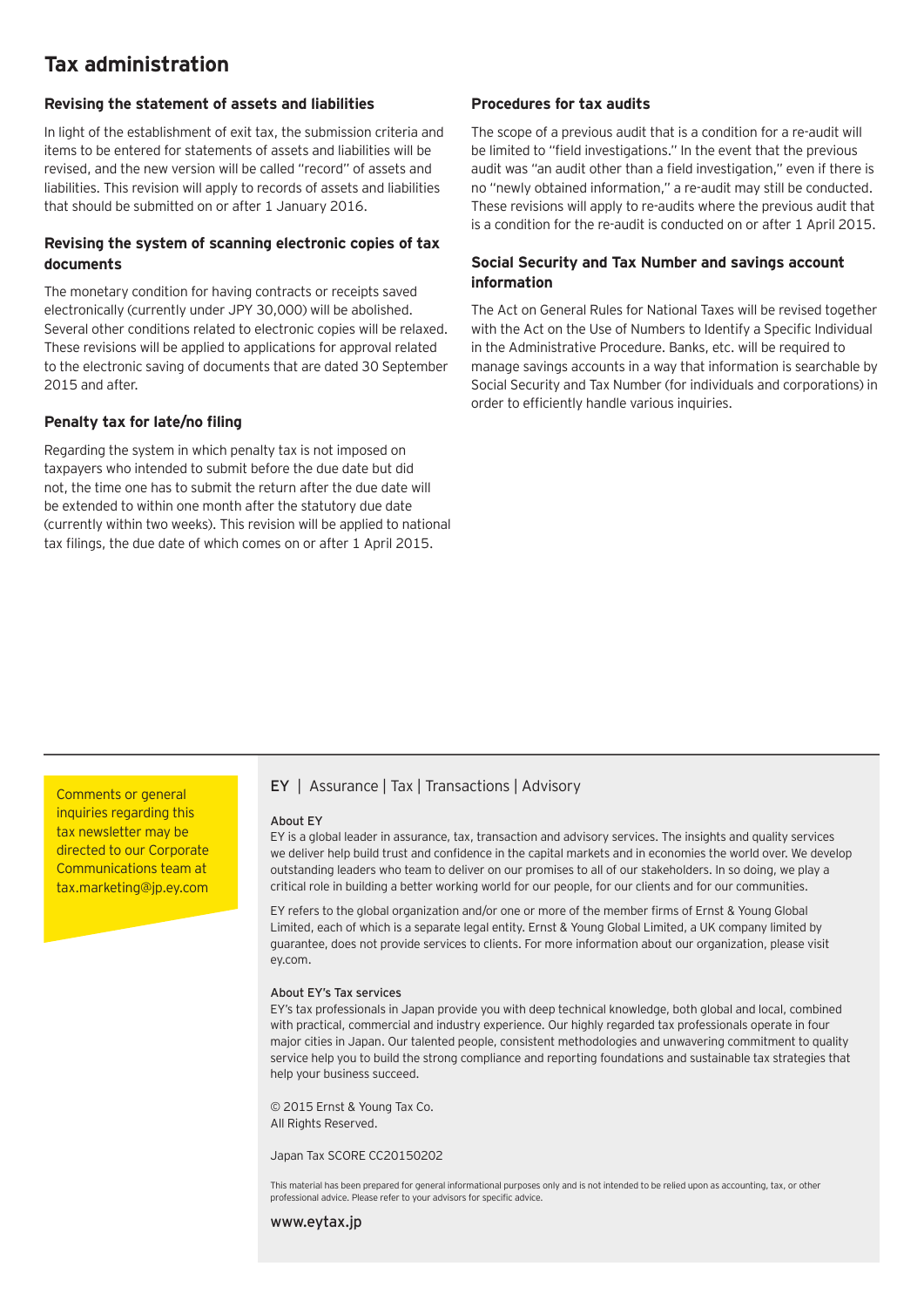# Tax administration

### Revising the statement of assets and liabilities

In light of the establishment of exit tax, the submission criteria and items to be entered for statements of assets and liabilities will be revised, and the new version will be called "record" of assets and liabilities. This revision will apply to records of assets and liabilities that should be submitted on or after 1 January 2016.

### Revising the system of scanning electronic copies of tax documents

The monetary condition for having contracts or receipts saved electronically (currently under JPY 30,000) will be abolished. Several other conditions related to electronic copies will be relaxed. These revisions will be applied to applications for approval related to the electronic saving of documents that are dated 30 September 2015 and after.

### Penalty tax for late/no filing

Regarding the system in which penalty tax is not imposed on taxpayers who intended to submit before the due date but did not, the time one has to submit the return after the due date will be extended to within one month after the statutory due date (currently within two weeks). This revision will be applied to national tax filings, the due date of which comes on or after 1 April 2015.

### Procedures for tax audits

The scope of a previous audit that is a condition for a re-audit will be limited to "field investigations." In the event that the previous audit was "an audit other than a field investigation," even if there is no "newly obtained information," a re-audit may still be conducted. These revisions will apply to re-audits where the previous audit that is a condition for the re-audit is conducted on or after 1 April 2015.

### Social Security and Tax Number and savings account information

The Act on General Rules for National Taxes will be revised together with the Act on the Use of Numbers to Identify a Specific Individual in the Administrative Procedure. Banks, etc. will be required to manage savings accounts in a way that information is searchable by Social Security and Tax Number (for individuals and corporations) in order to efficiently handle various inquiries.

Comments or general inquiries regarding this tax newsletter may be directed to our Corporate Communications team at tax.marketing@jp.ey.com

EY | Assurance | Tax | Transactions | Advisory

About EY

EY is a global leader in assurance, tax, transaction and advisory services. The insights and quality services we deliver help build trust and confidence in the capital markets and in economies the world over. We develop outstanding leaders who team to deliver on our promises to all of our stakeholders. In so doing, we play a critical role in building a better working world for our people, for our clients and for our communities.

EY refers to the global organization and/or one or more of the member firms of Ernst & Young Global Limited, each of which is a separate legal entity. Ernst & Young Global Limited, a UK company limited by guarantee, does not provide services to clients. For more information about our organization, please visit ey.com.

About EY's Tax services

EY's tax professionals in Japan provide you with deep technical knowledge, both global and local, combined with practical, commercial and industry experience. Our highly regarded tax professionals operate in four major cities in Japan. Our talented people, consistent methodologies and unwavering commitment to quality service help you to build the strong compliance and reporting foundations and sustainable tax strategies that help your business succeed.

© 2015 Ernst & Young Tax Co.
All Rights Reserved.

Japan Tax SCORE CC20150202

This material has been prepared for general informational purposes only and is not intended to be relied upon as accounting, tax, or other professional advice. Please refer to your advisors for specific advice.

www.eytax.jp